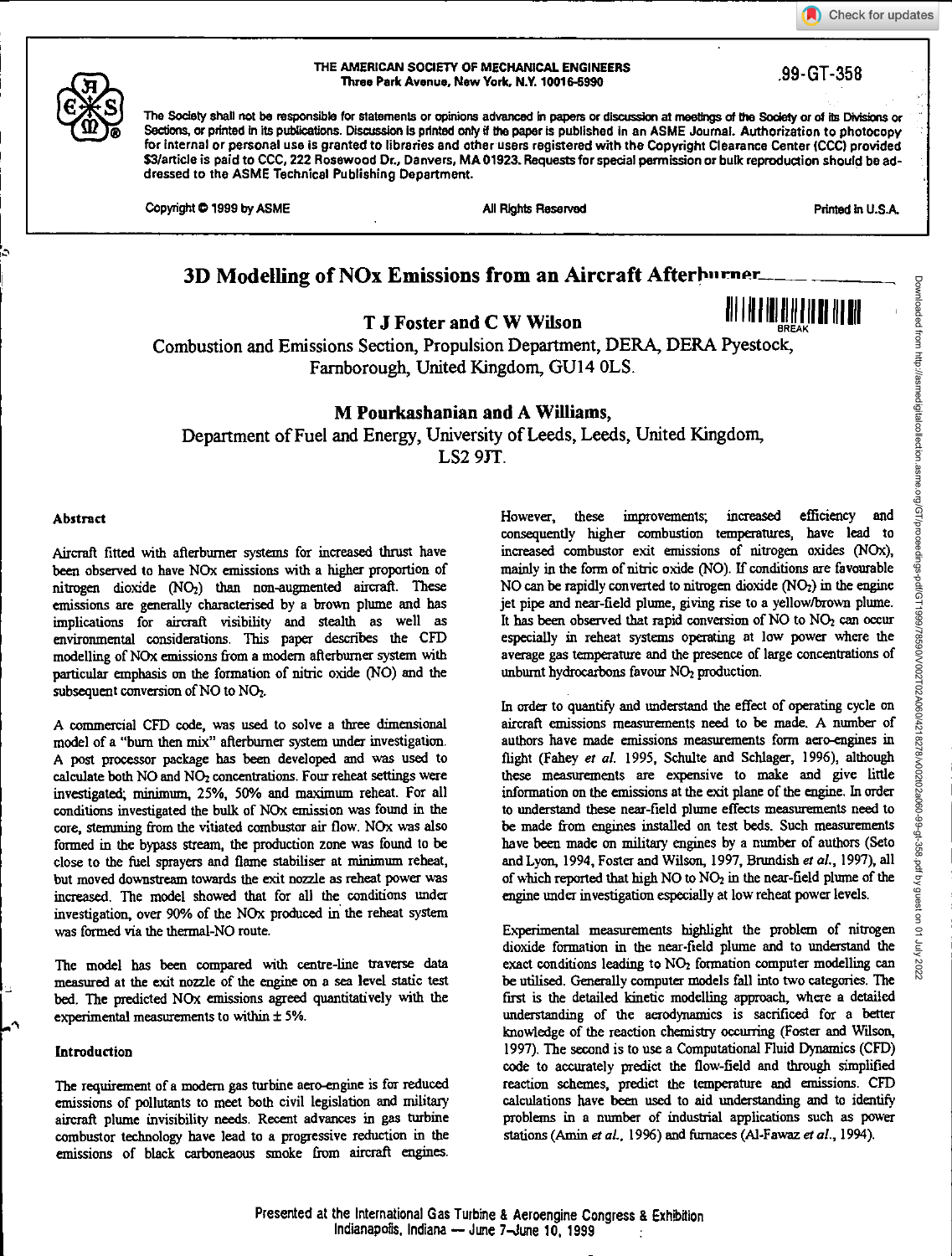THE AMERICAN SOCIETY OF MECHANICAL ENGINEERS
Three Park Avenue, New York, N.Y. 10016-5990

99-GT-358

The Society shall not be responsible for statements or opinions advanced in papers or discussion at meetings of the Society or of its Divisions or Sections, or printed in its publications. Discussion is printed only if the paper is published in an ASME Journal. Authorization to photocopy for internal or personal use is granted to libraries and other users registered with the Copyright Clearance Center (CCC) provided $3/article is paid to CCC, 222 Rosewood Dr., Danvers, MA 01923. Requests for special permission or bulk reproduction should be addressed to the ASME Technical Publishing Department.

Copyright © 1999 by ASME — All Rights Reserved — Printed in U.S.A.

# 3D Modelling of NOx Emissions from an Aircraft Afterburner

**T J Foster and C W Wilson**

Combustion and Emissions Section, Propulsion Department, DERA, DERA Pyestock, Farnborough, United Kingdom, GU14 0LS.

**M Pourkashanian and A Williams,**

Department of Fuel and Energy, University of Leeds, Leeds, United Kingdom, LS2 9JT.

## Abstract

Aircraft fitted with afterburner systems for increased thrust have been observed to have NOx emissions with a higher proportion of nitrogen dioxide ($NO_2$) than non-augmented aircraft. These emissions are generally characterised by a brown plume and has implications for aircraft visibility and stealth as well as environmental considerations. This paper describes the CFD modelling of NOx emissions from a modern afterburner system with particular emphasis on the formation of nitric oxide (NO) and the subsequent conversion of NO to $NO_2$.

A commercial CFD code, was used to solve a three dimensional model of a "burn then mix" afterburner system under investigation. A post processor package has been developed and was used to calculate both NO and $NO_2$ concentrations. Four reheat settings were investigated; minimum, 25%, 50% and maximum reheat. For all conditions investigated the bulk of NOx emission was found in the core, stemming from the vitiated combustor air flow. NOx was also formed in the bypass stream, the production zone was found to be close to the fuel sprayers and flame stabiliser at minimum reheat, but moved downstream towards the exit nozzle as reheat power was increased. The model showed that for all the conditions under investigation, over 90% of the NOx produced in the reheat system was formed via the thermal-NO route.

The model has been compared with centre-line traverse data measured at the exit nozzle of the engine on a sea level static test bed. The predicted NOx emissions agreed quantitatively with the experimental measurements to within ± 5%.

## Introduction

The requirement of a modern gas turbine aero-engine is for reduced emissions of pollutants to meet both civil legislation and military aircraft plume invisibility needs. Recent advances in gas turbine combustor technology have lead to a progressive reduction in the emissions of black carboneaous smoke from aircraft engines. However, these improvements; increased efficiency and consequently higher combustion temperatures, have lead to increased combustor exit emissions of nitrogen oxides (NOx), mainly in the form of nitric oxide (NO). If conditions are favourable NO can be rapidly converted to nitrogen dioxide ($NO_2$) in the engine jet pipe and near-field plume, giving rise to a yellow/brown plume. It has been observed that rapid conversion of NO to $NO_2$ can occur especially in reheat systems operating at low power where the average gas temperature and the presence of large concentrations of unburnt hydrocarbons favour $NO_2$ production.

In order to quantify and understand the effect of operating cycle on aircraft emissions measurements need to be made. A number of authors have made emissions measurements form aero-engines in flight (Fahey *et al.* 1995, Schulte and Schlager, 1996), although these measurements are expensive to make and give little information on the emissions at the exit plane of the engine. In order to understand these near-field plume effects measurements need to be made from engines installed on test beds. Such measurements have been made on military engines by a number of authors (Seto and Lyon, 1994, Foster and Wilson, 1997, Brundish *et al.*, 1997), all of which reported that high NO to $NO_2$ in the near-field plume of the engine under investigation especially at low reheat power levels.

Experimental measurements highlight the problem of nitrogen dioxide formation in the near-field plume and to understand the exact conditions leading to $NO_2$ formation computer modelling can be utilised. Generally computer models fall into two categories. The first is the detailed kinetic modelling approach, where a detailed understanding of the aerodynamics is sacrificed for a better knowledge of the reaction chemistry occurring (Foster and Wilson, 1997). The second is to use a Computational Fluid Dynamics (CFD) code to accurately predict the flow-field and through simplified reaction schemes, predict the temperature and emissions. CFD calculations have been used to aid understanding and to identify problems in a number of industrial applications such as power stations (Amin *et al.*, 1996) and furnaces (Al-Fawaz *et al.*, 1994).

Presented at the International Gas Turbine & Aeroengine Congress & Exhibition
Indianapolis, Indiana — June 7–June 10, 1999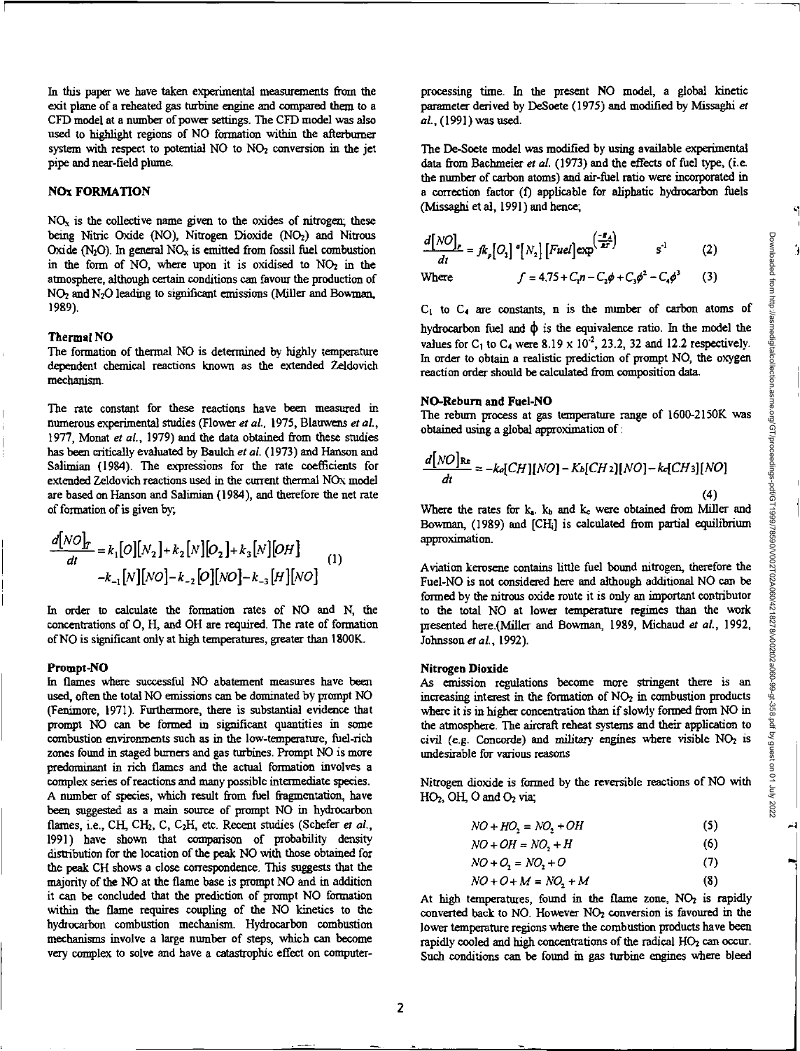In this paper we have taken experimental measurements from the exit plane of a reheated gas turbine engine and compared them to a CFD model at a number of power settings. The CFD model was also used to highlight regions of NO formation within the afterburner system with respect to potential NO to $NO_2$ conversion in the jet pipe and near-field plume.

## NOx FORMATION

$NO_x$ is the collective name given to the oxides of nitrogen; these being Nitric Oxide (NO), Nitrogen Dioxide ($NO_2$) and Nitrous Oxide ($N_2O$). In general $NO_x$ is emitted from fossil fuel combustion in the form of NO, where upon it is oxidised to $NO_2$ in the atmosphere, although certain conditions can favour the production of $NO_2$ and $N_2O$ leading to significant emissions (Miller and Bowman, 1989).

### Thermal NO

The formation of thermal NO is determined by highly temperature dependent chemical reactions known as the extended Zeldovich mechanism.

The rate constant for these reactions have been measured in numerous experimental studies (Flower *et al.*, 1975, Blauwens *et al.*, 1977, Monat *et al.*, 1979) and the data obtained from these studies has been critically evaluated by Baulch *et al.* (1973) and Hanson and Salimian (1984). The expressions for the rate coefficients for extended Zeldovich reactions used in the current thermal NOx model are based on Hanson and Salimian (1984), and therefore the net rate of formation of is given by;

$$\frac{d[NO]_T}{dt} = k_1[O][N_2] + k_2[N][O_2] + k_3[N][OH] - k_{-1}[N][NO] - k_{-2}[O][NO] - k_{-3}[H][NO] \qquad (1)$$

In order to calculate the formation rates of NO and N, the concentrations of O, H, and OH are required. The rate of formation of NO is significant only at high temperatures, greater than 1800K.

### Prompt-NO

In flames where successful NO abatement measures have been used, often the total NO emissions can be dominated by prompt NO (Fenimore, 1971). Furthermore, there is substantial evidence that prompt NO can be formed in significant quantities in some combustion environments such as in the low-temperature, fuel-rich zones found in staged burners and gas turbines. Prompt NO is more predominant in rich flames and the actual formation involves a complex series of reactions and many possible intermediate species. A number of species, which result from fuel fragmentation, have been suggested as a main source of prompt NO in hydrocarbon flames, i.e., CH, $CH_2$, C, $C_2H$, etc. Recent studies (Schefer *et al.*, 1991) have shown that comparison of probability density distribution for the location of the peak NO with those obtained for the peak CH shows a close correspondence. This suggests that the majority of the NO at the flame base is prompt NO and in addition it can be concluded that the prediction of prompt NO formation within the flame requires coupling of the NO kinetics to the hydrocarbon combustion mechanism. Hydrocarbon combustion mechanisms involve a large number of steps, which can become very complex to solve and have a catastrophic effect on computer-processing time. In the present NO model, a global kinetic parameter derived by DeSoete (1975) and modified by Missaghi *et al.*, (1991) was used.

The De-Soete model was modified by using available experimental data from Bachmeier *et al.* (1973) and the effects of fuel type, (i.e. the number of carbon atoms) and air-fuel ratio were incorporated in a correction factor (f) applicable for aliphatic hydrocarbon fuels (Missaghi et al, 1991) and hence;

$$\frac{d[NO]_P}{dt} = f k_p [O_2]^a [N_2][Fuel] \exp\left(\frac{-E_A}{RT}\right) \qquad s^{-1} \qquad (2)$$

Where $$f = 4.75 + C_1 n - C_2\phi + C_3\phi^2 - C_4\phi^3 \qquad (3)$$

$C_1$ to $C_4$ are constants, n is the number of carbon atoms of hydrocarbon fuel and $\phi$ is the equivalence ratio. In the model the values for $C_1$ to $C_4$ were $8.19 \times 10^{-2}$, 23.2, 32 and 12.2 respectively. In order to obtain a realistic prediction of prompt NO, the oxygen reaction order should be calculated from composition data.

### NO-Reburn and Fuel-NO

The reburn process at gas temperature range of 1600-2150K was obtained using a global approximation of :

$$\frac{d[NO]_{Re}}{dt} = -k_a[CH][NO] - K_b[CH_2][NO] - k_c[CH_3][NO] \qquad (4)$$

Where the rates for $k_a$, $k_b$ and $k_c$ were obtained from Miller and Bowman, (1989) and $[CH_i]$ is calculated from partial equilibrium approximation.

Aviation kerosene contains little fuel bound nitrogen, therefore the Fuel-NO is not considered here and although additional NO can be formed by the nitrous oxide route it is only an important contributor to the total NO at lower temperature regimes than the work presented here.(Miller and Bowman, 1989, Michaud *et al.*, 1992, Johnsson *et al.*, 1992).

### Nitrogen Dioxide

As emission regulations become more stringent there is an increasing interest in the formation of $NO_2$ in combustion products where it is in higher concentration than if slowly formed from NO in the atmosphere. The aircraft reheat systems and their application to civil (e.g. Concorde) and military engines where visible $NO_2$ is undesirable for various reasons

Nitrogen dioxide is formed by the reversible reactions of NO with $HO_2$, OH, O and $O_2$ via;

$$NO + HO_2 = NO_2 + OH \qquad (5)$$

$$NO + OH = NO_2 + H \qquad (6)$$

$$NO + O_2 = NO_2 + O \qquad (7)$$

$$NO + O + M = NO_2 + M \qquad (8)$$

At high temperatures, found in the flame zone, $NO_2$ is rapidly converted back to NO. However $NO_2$ conversion is favoured in the lower temperature regions where the combustion products have been rapidly cooled and high concentrations of the radical $HO_2$ can occur. Such conditions can be found in gas turbine engines where bleed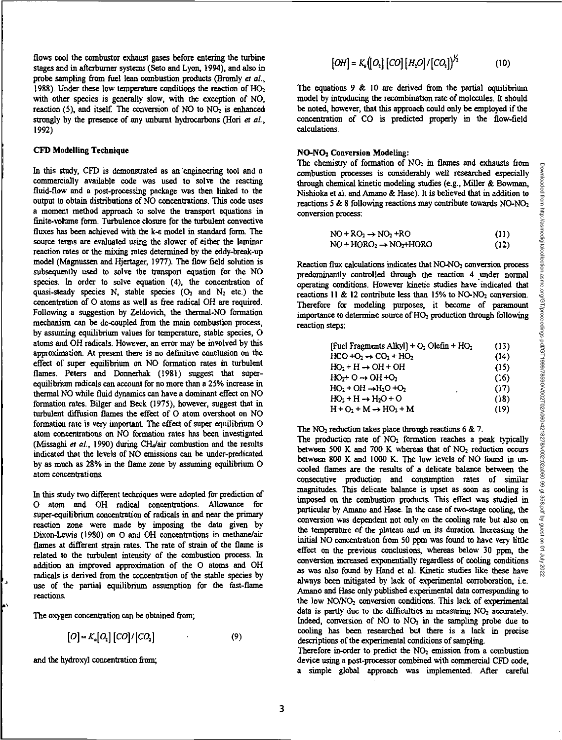flows cool the combustor exhaust gases before entering the turbine stages and in afterburner systems (Seto and Lyon, 1994), and also in probe sampling from fuel lean combustion products (Bromly *et al.*, 1988). Under these low temperature conditions the reaction of $HO_2$ with other species is generally slow, with the exception of NO, reaction (5), and itself. The conversion of NO to $NO_2$ is enhanced strongly by the presence of any unburnt hydrocarbons (Hori *et al.*, 1992)

### CFD Modelling Technique

In this study, CFD is demonstrated as an engineering tool and a commercially available code was used to solve the reacting fluid-flow and a post-processing package was then linked to the output to obtain distributions of NO concentrations. This code uses a moment method approach to solve the transport equations in finite-volume form. Turbulence closure for the turbulent convective fluxes has been achieved with the k-ε model in standard form. The source terms are evaluated using the slower of either the laminar reaction rates or the mixing rates determined by the eddy-break-up model (Magnussen and Hjertager, 1977). The flow field solution is subsequently used to solve the transport equation for the NO species. In order to solve equation (4), the concentration of quasi-steady species N, stable species ($O_2$ and $N_2$ etc.) the concentration of O atoms as well as free radical OH are required. Following a suggestion by Zeldovich, the thermal-NO formation mechanism can be de-coupled from the main combustion process, by assuming equilibrium values for temperature, stable species, O atoms and OH radicals. However, an error may be involved by this approximation. At present there is no definitive conclusion on the effect of super equilibrium on NO formation rates in turbulent flames. Peters and Donnerhak (1981) suggest that super-equilibrium radicals can account for no more than a 25% increase in thermal NO while fluid dynamics can have a dominant effect on NO formation rates. Bilger and Beck (1975), however, suggest that in turbulent diffusion flames the effect of O atom overshoot on NO formation rate is very important. The effect of super equilibrium O atom concentrations on NO formation rates has been investigated (Missaghi *et al.*, 1990) during $CH_4$/air combustion and the results indicated that the levels of NO emissions can be under-predicated by as much as 28% in the flame zone by assuming equilibrium O atom concentrations.

In this study two different techniques were adopted for prediction of O atom and OH radical concentrations. Allowance for super-equilibrium concentration of radicals in and near the primary reaction zone were made by imposing the data given by Dixon-Lewis (1980) on O and OH concentrations in methane/air flames at different strain rates. The rate of strain of the flame is related to the turbulent intensity of the combustion process. In addition an improved approximation of the O atoms and OH radicals is derived from the concentration of the stable species by use of the partial equilibrium assumption for the fast-flame reactions.

The oxygen concentration can be obtained from;

$$[O] = K_a[O_2]\,[CO]/[CO_2] \qquad (9)$$

and the hydroxyl concentration from;

$$[OH] = K_b\left([O_2]\,[CO]\,[H_2O]/[CO_2]\right)^{1/2} \qquad (10)$$

The equations 9 & 10 are derived from the partial equilibrium model by introducing the recombination rate of molecules. It should be noted, however, that this approach could only be employed if the concentration of CO is predicted properly in the flow-field calculations.

### NO-$NO_2$ Conversion Modeling:

The chemistry of formation of $NO_2$ in flames and exhausts from combustion processes is considerably well researched especially through chemical kinetic modeling studies (e.g., Miller & Bowman, Nishioka et al. and Amano & Hase). It is believed that in addition to reactions 5 & 8 following reactions may contribute towards NO-$NO_2$ conversion process:

$$NO + RO_2 \rightarrow NO_2 + RO \qquad (11)$$

$$NO + HORO_2 \rightarrow NO_2 + HORO \qquad (12)$$

Reaction flux calculations indicates that NO-$NO_2$ conversion process predominantly controlled through the reaction 4 under normal operating conditions. However kinetic studies have indicated that reactions 11 & 12 contribute less than 15% to NO-$NO_2$ conversion. Therefore for modeling purposes, it become of paramount importance to determine source of $HO_2$ production through following reaction steps:

$$[\text{Fuel Fragments Alkyl}] + O_2\ \text{Olefin} + HO_2 \qquad (13)$$

$$HCO + O_2 \rightarrow CO_2 + HO_2 \qquad (14)$$

$$HO_2 + H \rightarrow OH + OH \qquad (15)$$

$$HO_2 + O \rightarrow OH + O_2 \qquad (16)$$

$$HO_2 + OH \rightarrow H_2O + O_2 \qquad (17)$$

$$HO_2 + H \rightarrow H_2O + O \qquad (18)$$

$$H + O_2 + M \rightarrow HO_2 + M \qquad (19)$$

The $NO_2$ reduction takes place through reactions 6 & 7.

The production rate of $NO_2$ formation reaches a peak typically between 500 K and 700 K whereas that of $NO_2$ reduction occurs between 800 K and 1000 K. The low levels of NO found in un-cooled flames are the results of a delicate balance between the consecutive production and consumption rates of similar magnitudes. This delicate balance is upset as soon as cooling is imposed on the combustion products. This effect was studied in particular by Amano and Hase. In the case of two-stage cooling, the conversion was dependent not only on the cooling rate but also on the temperature of the plateau and on its duration. Increasing the initial NO concentration from 50 ppm was found to have very little effect on the previous conclusions, whereas below 30 ppm, the conversion increased exponentially regardless of cooling conditions as was also found by Hand et al. Kinetic studies like these have always been mitigated by lack of experimental corroboration, i.e. Amano and Hase only published experimental data corresponding to the low NO/$NO_2$ conversion conditions. This lack of experimental data is partly due to the difficulties in measuring $NO_2$ accurately. Indeed, conversion of NO to $NO_2$ in the sampling probe due to cooling has been researched but there is a lack in precise descriptions of the experimental conditions of sampling.

Therefore in-order to predict the $NO_2$ emission from a combustion device using a post-processor combined with commercial CFD code, a simple global approach was implemented. After careful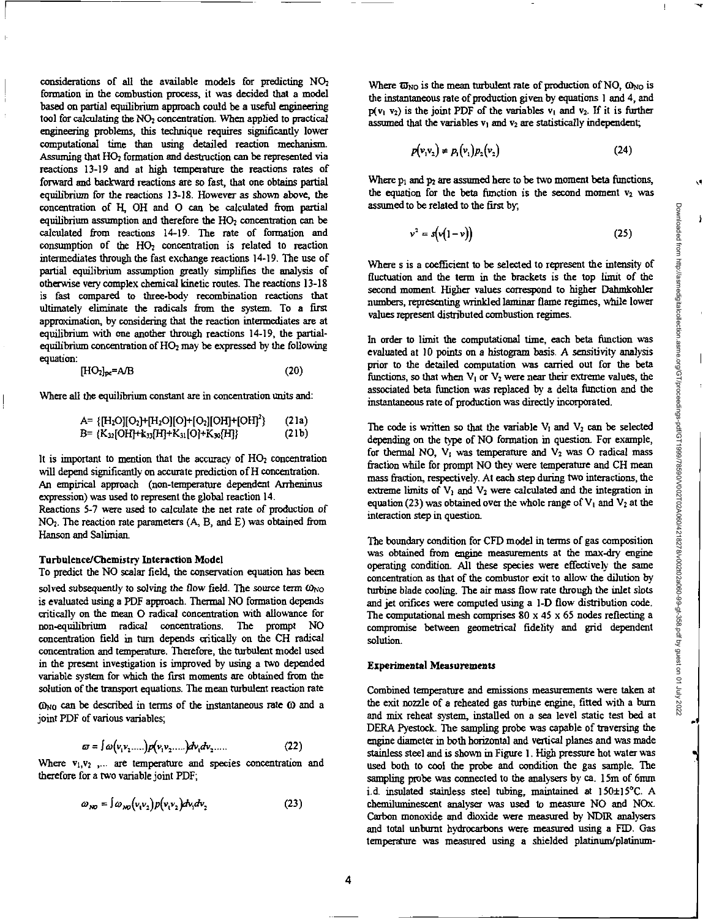considerations of all the available models for predicting $NO_2$ formation in the combustion process, it was decided that a model based on partial equilibrium approach could be a useful engineering tool for calculating the $NO_2$ concentration. When applied to practical engineering problems, this technique requires significantly lower computational time than using detailed reaction mechanism. Assuming that $HO_2$ formation and destruction can be represented via reactions 13-19 and at high temperature the reactions rates of forward and backward reactions are so fast, that one obtains partial equilibrium for the reactions 13-18. However as shown above, the concentration of H, OH and O can be calculated from partial equilibrium assumption and therefore the $HO_2$ concentration can be calculated from reactions 14-19. The rate of formation and consumption of the $HO_2$ concentration is related to reaction intermediates through the fast exchange reactions 14-19. The use of partial equilibrium assumption greatly simplifies the analysis of otherwise very complex chemical kinetic routes. The reactions 13-18 is fast compared to three-body recombination reactions that ultimately eliminate the radicals from the system. To a first approximation, by considering that the reaction intermediates are at equilibrium with one another through reactions 14-19, the partial-equilibrium concentration of $HO_2$ may be expressed by the following equation:

$$[HO_2]_{pe}=A/B \tag{20}$$

Where all the equilibrium constant are in concentration units and:

$$A= \{[H_2O][O_2]+[H_2O][O]+[O_2][OH]+[OH]^2\} \tag{21a}$$

$$B= \{K_{32}[OH]+k_{33}[H]+K_{31}[O]+K_{30}[H]\} \tag{21b}$$

It is important to mention that the accuracy of $HO_2$ concentration will depend significantly on accurate prediction of H concentration. An empirical approach (non-temperature dependent Arrheninus expression) was used to represent the global reaction 14.

Reactions 5-7 were used to calculate the net rate of production of $NO_2$. The reaction rate parameters (A, B, and E) was obtained from Hanson and Salimian.

### Turbulence/Chemistry Interaction Model

To predict the NO scalar field, the conservation equation has been solved subsequently to solving the flow field. The source term $\omega_{NO}$ is evaluated using a PDF approach. Thermal NO formation depends critically on the mean O radical concentration with allowance for non-equilibrium radical concentrations. The prompt NO concentration field in turn depends critically on the CH radical concentration and temperature. Therefore, the turbulent model used in the present investigation is improved by using a two depended variable system for which the first moments are obtained from the solution of the transport equations. The mean turbulent reaction rate $\omega_{NO}$ can be described in terms of the instantaneous rate $\omega$ and a joint PDF of various variables;

$$\varpi = \int \omega(v_1 v_2 .....)p(v_1 v_2 .....)dv_1 dv_2 ..... \tag{22}$$

Where $v_1, v_2$ ,... are temperature and species concentration and therefore for a two variable joint PDF;

$$\omega_{NO} = \int \omega_{NO}(v_1 v_2)p(v_1 v_2)dv_1 dv_2 \tag{23}$$

Where $\varpi_{NO}$ is the mean turbulent rate of production of NO, $\omega_{NO}$ is the instantaneous rate of production given by equations 1 and 4, and $p(v_1\ v_2)$ is the joint PDF of the variables $v_1$ and $v_2$. If it is further assumed that the variables $v_1$ and $v_2$ are statistically independent;

$$p(v_1 v_2) = p_1(v_1)p_2(v_2) \tag{24}$$

Where $p_1$ and $p_2$ are assumed here to be two moment beta functions, the equation for the beta function is the second moment $v_2$ was assumed to be related to the first by;

$$v^2 = s(v(1-v)) \tag{25}$$

Where s is a coefficient to be selected to represent the intensity of fluctuation and the term in the brackets is the top limit of the second moment. Higher values correspond to higher Dahmkohler numbers, representing wrinkled laminar flame regimes, while lower values represent distributed combustion regimes.

In order to limit the computational time, each beta function was evaluated at 10 points on a histogram basis. A sensitivity analysis prior to the detailed computation was carried out for the beta functions, so that when $V_1$ or $V_2$ were near their extreme values, the associated beta function was replaced by a delta function and the instantaneous rate of production was directly incorporated.

The code is written so that the variable $V_1$ and $V_2$ can be selected depending on the type of NO formation in question. For example, for thermal NO, $V_1$ was temperature and $V_2$ was O radical mass fraction while for prompt NO they were temperature and CH mean mass fraction, respectively. At each step during two interactions, the extreme limits of $V_1$ and $V_2$ were calculated and the integration in equation (23) was obtained over the whole range of $V_1$ and $V_2$ at the interaction step in question.

The boundary condition for CFD model in terms of gas composition was obtained from engine measurements at the max-dry engine operating condition. All these species were effectively the same concentration as that of the combustor exit to allow the dilution by turbine blade cooling. The air mass flow rate through the inlet slots and jet orifices were computed using a 1-D flow distribution code. The computational mesh comprises 80 x 45 x 65 nodes reflecting a compromise between geometrical fidelity and grid dependent solution.

### Experimental Measurements

Combined temperature and emissions measurements were taken at the exit nozzle of a reheated gas turbine engine, fitted with a burn and mix reheat system, installed on a sea level static test bed at DERA Pyestock. The sampling probe was capable of traversing the engine diameter in both horizontal and vertical planes and was made stainless steel and is shown in Figure 1. High pressure hot water was used both to cool the probe and condition the gas sample. The sampling probe was connected to the analysers by ca. 15m of 6mm i.d. insulated stainless steel tubing, maintained at 150±15°C. A chemiluminescent analyser was used to measure NO and NOx. Carbon monoxide and dioxide were measured by NDIR analysers and total unburnt hydrocarbons were measured using a FID. Gas temperature was measured using a shielded platinum/platinum-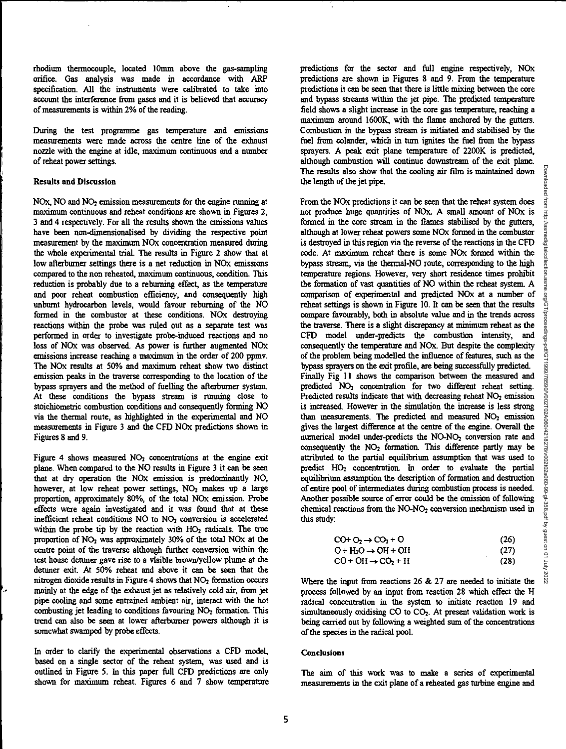rhodium thermocouple, located 10mm above the gas-sampling orifice. Gas analysis was made in accordance with ARP specification. All the instruments were calibrated to take into account the interference from gases and it is believed that accuracy of measurements is within 2% of the reading.

During the test programme gas temperature and emissions measurements were made across the centre line of the exhaust nozzle with the engine at idle, maximum continuous and a number of reheat power settings.

## Results and Discussion

NOx, NO and $NO_2$ emission measurements for the engine running at maximum continuous and reheat conditions are shown in Figures 2, 3 and 4 respectively. For all the results shown the emissions values have been non-dimensionalised by dividing the respective point measurement by the maximum NOx concentration measured during the whole experimental trial. The results in Figure 2 show that at low afterburner settings there is a net reduction in NOx emissions compared to the non reheated, maximum continuous, condition. This reduction is probably due to a reburning effect, as the temperature and poor reheat combustion efficiency, and consequently high unburnt hydrocarbon levels, would favour reburning of the NO formed in the combustor at these conditions. NOx destroying reactions within the probe was ruled out as a separate test was performed in order to investigate probe-induced reactions and no loss of NOx was observed. As power is further augmented NOx emissions increase reaching a maximum in the order of 200 ppmv. The NOx results at 50% and maximum reheat show two distinct emission peaks in the traverse corresponding to the location of the bypass sprayers and the method of fuelling the afterburner system. At these conditions the bypass stream is running close to stoichiometric combustion conditions and consequently forming NO via the thermal route, as highlighted in the experimental and NO measurements in Figure 3 and the CFD NOx predictions shown in Figures 8 and 9.

Figure 4 shows measured $NO_2$ concentrations at the engine exit plane. When compared to the NO results in Figure 3 it can be seen that at dry operation the NOx emission is predominantly NO, however, at low reheat power settings, $NO_2$ makes up a large proportion, approximately 80%, of the total NOx emission. Probe effects were again investigated and it was found that at these inefficient reheat conditions NO to $NO_2$ conversion is accelerated within the probe tip by the reaction with $HO_2$ radicals. The true proportion of $NO_2$ was approximately 30% of the total NOx at the centre point of the traverse although further conversion within the test house detuner gave rise to a visible brown/yellow plume at the detuner exit. At 50% reheat and above it can be seen that the nitrogen dioxide results in Figure 4 shows that $NO_2$ formation occurs mainly at the edge of the exhaust jet as relatively cold air, from jet pipe cooling and some entrained ambient air, interact with the hot combusting jet leading to conditions favouring $NO_2$ formation. This trend can also be seen at lower afterburner powers although it is somewhat swamped by probe effects.

In order to clarify the experimental observations a CFD model, based on a single sector of the reheat system, was used and is outlined in Figure 5. In this paper full CFD predictions are only shown for maximum reheat. Figures 6 and 7 show temperature predictions for the sector and full engine respectively, NOx predictions are shown in Figures 8 and 9. From the temperature predictions it can be seen that there is little mixing between the core and bypass streams within the jet pipe. The predicted temperature field shows a slight increase in the core gas temperature, reaching a maximum around 1600K, with the flame anchored by the gutters. Combustion in the bypass stream is initiated and stabilised by the fuel from colander, which in turn ignites the fuel from the bypass sprayers. A peak exit plane temperature of 2200K is predicted, although combustion will continue downstream of the exit plane. The results also show that the cooling air film is maintained down the length of the jet pipe.

From the NOx predictions it can be seen that the reheat system does not produce huge quantities of NOx. A small amount of NOx is formed in the core stream in the flames stabilised by the gutters, although at lower reheat powers some NOx formed in the combustor is destroyed in this region via the reverse of the reactions in the CFD code. At maximum reheat there is some NOx formed within the bypass stream, via the thermal-NO route, corresponding to the high temperature regions. However, very short residence times prohibit the formation of vast quantities of NO within the reheat system. A comparison of experimental and predicted NOx at a number of reheat settings is shown in Figure 10. It can be seen that the results compare favourably, both in absolute value and in the trends across the traverse. There is a slight discrepancy at minimum reheat as the CFD model under-predicts the combustion intensity, and consequently the temperature and NOx. But despite the complexity of the problem being modelled the influence of features, such as the bypass sprayers on the exit profile, are being successfully predicted.
Finally Fig 11 shows the comparison between the measured and predicted $NO_2$ concentration for two different reheat setting. Predicted results indicate that with decreasing reheat $NO_2$ emission is increased. However in the simulation the increase is less strong than measurements. The predicted and measured $NO_2$ emission gives the largest difference at the centre of the engine. Overall the numerical model under-predicts the NO-$NO_2$ conversion rate and consequently the $NO_2$ formation. This difference partly may be attributed to the partial equilibrium assumption that was used to predict $HO_2$ concentration. In order to evaluate the partial equilibrium assumption the description of formation and destruction of entire pool of intermediates during combustion process is needed. Another possible source of error could be the omission of following chemical reactions from the NO-$NO_2$ conversion mechanism used in this study:

$$CO + O_2 \rightarrow CO_2 + O \qquad (26)$$

$$O + H_2O \rightarrow OH + OH \qquad (27)$$

$$CO + OH \rightarrow CO_2 + H \qquad (28)$$

Where the input from reactions 26 & 27 are needed to initiate the process followed by an input from reaction 28 which effect the H radical concentration in the system to initiate reaction 19 and simultaneously oxidising CO to $CO_2$. At present validation work is being carried out by following a weighted sum of the concentrations of the species in the radical pool.

## Conclusions

The aim of this work was to make a series of experimental measurements in the exit plane of a reheated gas turbine engine and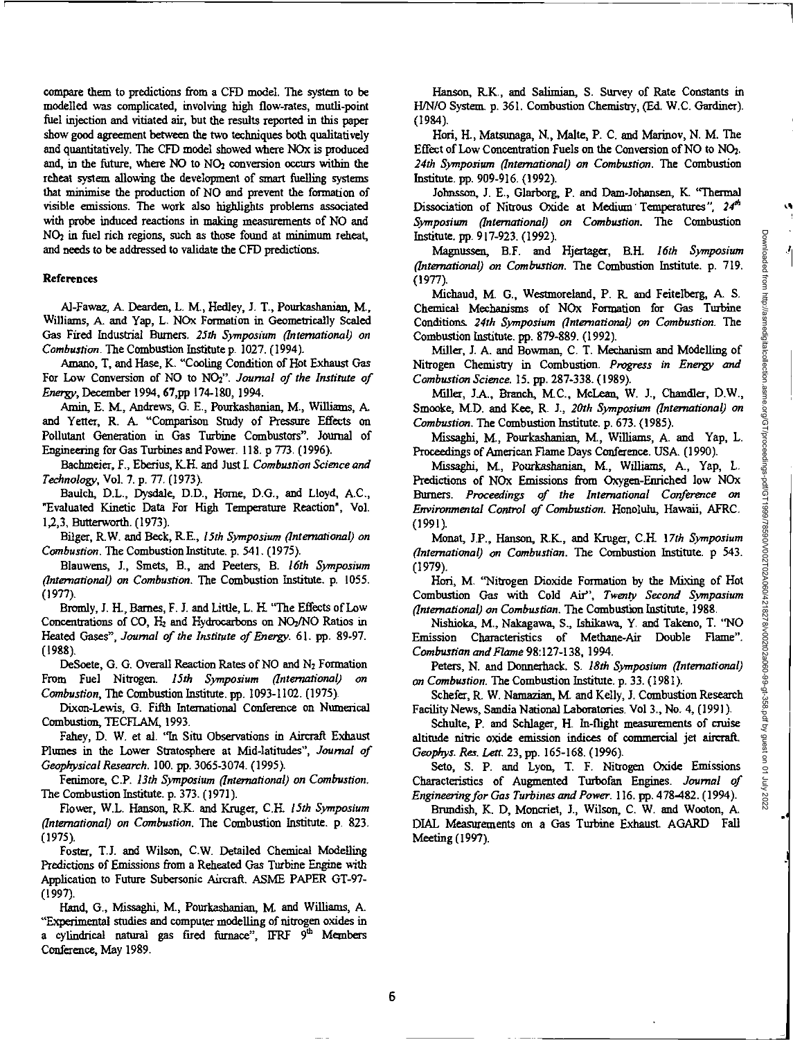compare them to predictions from a CFD model. The system to be modelled was complicated, involving high flow-rates, mutli-point fuel injection and vitiated air, but the results reported in this paper show good agreement between the two techniques both qualitatively and quantitatively. The CFD model showed where NOx is produced and, in the future, where NO to $NO_2$ conversion occurs within the reheat system allowing the development of smart fuelling systems that minimise the production of NO and prevent the formation of visible emissions. The work also highlights problems associated with probe induced reactions in making measurements of NO and $NO_2$ in fuel rich regions, such as those found at minimum reheat, and needs to be addressed to validate the CFD predictions.

## References

Al-Fawaz, A. Dearden, L. M., Hedley, J. T., Pourkashanian, M., Williams, A. and Yap, L. NOx Formation in Geometrically Scaled Gas Fired Industrial Burners. *25th Symposium (International) on Combustion*. The Combustion Institute p. 1027. (1994).

Amano, T, and Hase, K. "Cooling Condition of Hot Exhaust Gas For Low Conversion of NO to $NO_2$". *Journal of the Institute of Energy*, December 1994, 67,pp 174-180, 1994.

Amin, E. M., Andrews, G. E., Pourkashanian, M., Williams, A. and Yetter, R. A. "Comparison Study of Pressure Effects on Pollutant Generation in Gas Turbine Combustors". Journal of Engineering for Gas Turbines and Power. 118. p 773. (1996).

Bachmeier, F., Eberius, K.H. and Just I. *Combustion Science and Technology*, Vol. 7. p. 77. (1973).

Baulch, D.L., Dysdale, D.D., Horne, D.G., and Lloyd, A.C., "Evaluated Kinetic Data For High Temperature Reaction", Vol. 1,2,3, Butterworth. (1973).

Bilger, R.W. and Beck, R.E., *15th Symposium (International) on Combustion*. The Combustion Institute. p. 541. (1975).

Blauwens, J., Smets, B., and Peeters, B. *16th Symposium (International) on Combustion*. The Combustion Institute. p. 1055. (1977).

Bromly, J. H., Barnes, F. J. and Little, L. H. "The Effects of Low Concentrations of CO, $H_2$ and Hydrocarbons on $NO_2$/NO Ratios in Heated Gases", *Journal of the Institute of Energy*. 61. pp. 89-97. (1988).

DeSoete, G. G. Overall Reaction Rates of NO and $N_2$ Formation From Fuel Nitrogen. *15th Symposium (International) on Combustion*, The Combustion Institute. pp. 1093-1102. (1975).

Dixon-Lewis, G. Fifth International Conference on Numerical Combustion, TECFLAM, 1993.

Fahey, D. W. et al. "In Situ Observations in Aircraft Exhaust Plumes in the Lower Stratosphere at Mid-latitudes", *Journal of Geophysical Research*. 100. pp. 3065-3074. (1995).

Fenimore, C.P. *13th Symposium (International) on Combustion*. The Combustion Institute. p. 373. (1971).

Flower, W.L. Hanson, R.K. and Kruger, C.H. *15th Symposium (International) on Combustion*. The Combustion Institute. p. 823. (1975).

Foster, T.J. and Wilson, C.W. Detailed Chemical Modelling Predictions of Emissions from a Reheated Gas Turbine Engine with Application to Future Supersonic Aircraft. ASME PAPER GT-97- (1997).

Hand, G., Missaghi, M., Pourkashanian, M. and Williams, A. "Experimental studies and computer modelling of nitrogen oxides in a cylindrical natural gas fired furnace", IFRF 9th Members Conference, May 1989.

Hanson, R.K., and Salimian, S. Survey of Rate Constants in H/N/O System. p. 361. Combustion Chemistry, (Ed. W.C. Gardiner). (1984).

Hori, H., Matsunaga, N., Malte, P. C. and Marinov, N. M. The Effect of Low Concentration Fuels on the Conversion of NO to $NO_2$. *24th Symposium (International) on Combustion*. The Combustion Institute. pp. 909-916. (1992).

Johnsson, J. E., Glarborg, P. and Dam-Johansen, K. "Thermal Dissociation of Nitrous Oxide at Medium Temperatures", *24th Symposium (International) on Combustion*. The Combustion Institute. pp. 917-923. (1992).

Magnussen, B.F. and Hjertager, B.H. *16th Symposium (International) on Combustion*. The Combustion Institute. p. 719. (1977).

Michaud, M. G., Westmoreland, P. R. and Feitelberg, A. S. Chemical Mechanisms of NOx Formation for Gas Turbine Conditions. *24th Symposium (International) on Combustion*. The Combustion Institute. pp. 879-889. (1992).

Miller, J. A. and Bowman, C. T. Mechanism and Modelling of Nitrogen Chemistry in Combustion. *Progress in Energy and Combustion Science*. 15. pp. 287-338. (1989).

Miller, J.A., Branch, M.C., McLean, W. J., Chandler, D.W., Smooke, M.D. and Kee, R. J., *20th Symposium (International) on Combustion*. The Combustion Institute. p. 673. (1985).

Missaghi, M., Pourkashanian, M., Williams, A. and Yap, L. Proceedings of American Flame Days Conference. USA. (1990).

Missaghi, M., Pourkashanian, M., Williams, A., Yap, L. Predictions of NOx Emissions from Oxygen-Enriched low NOx Burners. *Proceedings of the International Conference on Environmental Control of Combustion*. Honolulu, Hawaii, AFRC. (1991).

Monat, J.P., Hanson, R.K., and Kruger, C.H. *17th Symposium (International) on Combustion*. The Combustion Institute. p 543. (1979).

Hori, M. "Nitrogen Dioxide Formation by the Mixing of Hot Combustion Gas with Cold Air", *Twenty Second Sympasium (International) on Combustion*. The Combustion Institute, 1988.

Nishioka, M., Nakagawa, S., Ishikawa, Y. and Takeno, T. "NO Emission Characteristics of Methane-Air Double Flame". *Combustion and Flame* 98:127-138, 1994.

Peters, N. and Donnerhack. S. *18th Symposium (International) on Combustion*. The Combustion Institute. p. 33. (1981).

Schefer, R. W. Namazian, M. and Kelly, J. Combustion Research Facility News, Sandia National Laboratories. Vol 3., No. 4, (1991).

Schulte, P. and Schlager, H. In-flight measurements of cruise altitude nitric oxide emission indices of commercial jet aircraft. *Geophys. Res. Lett.* 23, pp. 165-168. (1996).

Seto, S. P. and Lyon, T. F. Nitrogen Oxide Emissions Characteristics of Augmented Turbofan Engines. *Journal of Engineering for Gas Turbines and Power*. 116. pp. 478-482. (1994).

Brundish, K. D, Moncriet, J., Wilson, C. W. and Wooton, A. DIAL Measurements on a Gas Turbine Exhaust. AGARD Fall Meeting (1997).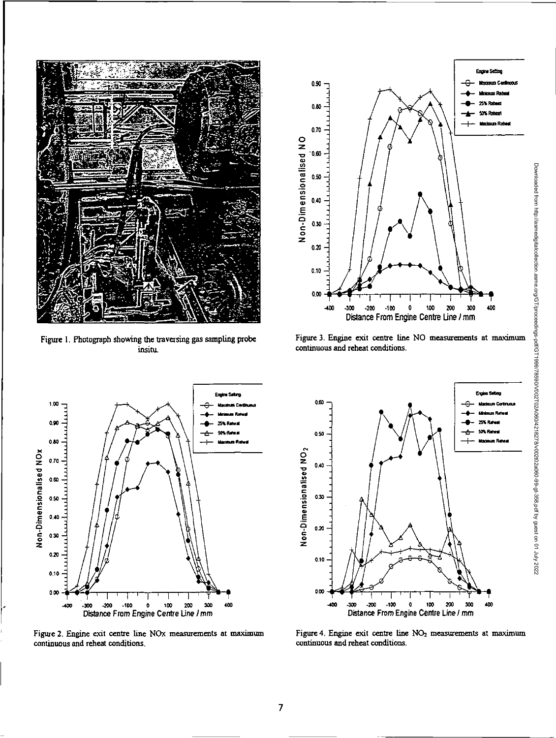Figure 1. Photograph showing the traversing gas sampling probe insitu.

Figure 3. Engine exit centre line NO measurements at maximum continuous and reheat conditions.

Figure 2. Engine exit centre line NOx measurements at maximum continuous and reheat conditions.

Figure 4. Engine exit centre line $NO_2$ measurements at maximum continuous and reheat conditions.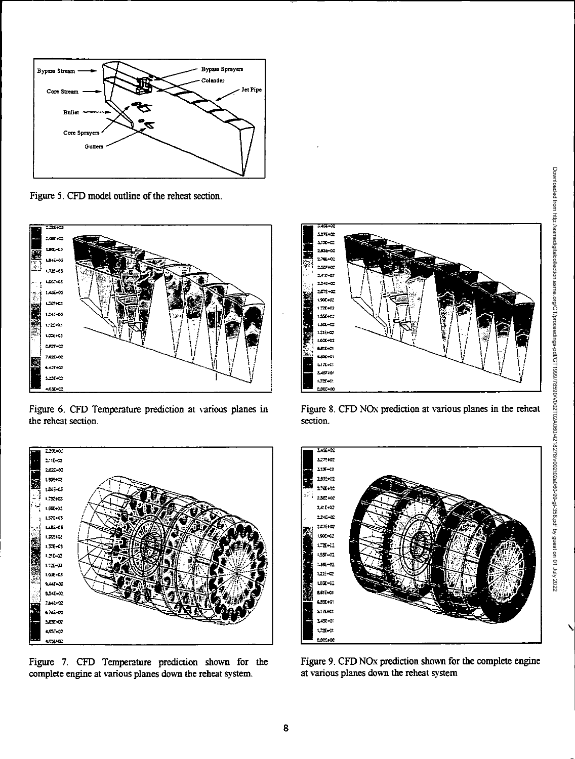Figure 5. CFD model outline of the reheat section.

Figure 6. CFD Temperature prediction at various planes in the reheat section.

Figure 8. CFD NOx prediction at various planes in the reheat section.

Figure 7. CFD Temperature prediction shown for the complete engine at various planes down the reheat system.

Figure 9. CFD NOx prediction shown for the complete engine at various planes down the reheat system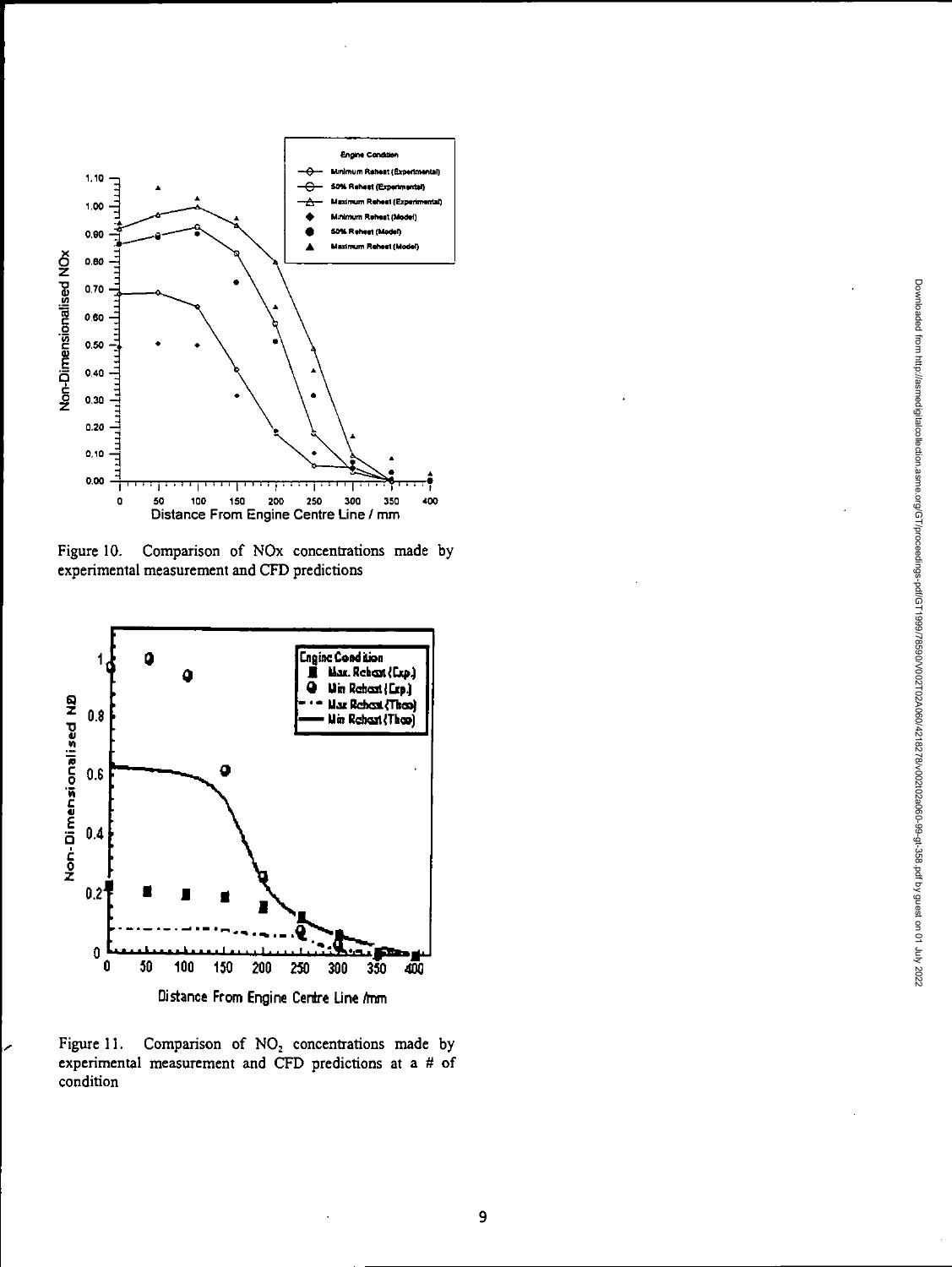Engine Condition

Minimum Reheat (Experimental)

50% Reheat (Experimental)

Maximum Reheat (Experimental)

Minimum Reheat (Model)

50% Reheat (Model)

Maximum Reheat (Model)

Non-Dimensionalised NOx

1.10

1.00

0.90

0.80

0.70

0.60

0.50

0.40

0.30

0.20

0.10

0.00

0 50 100 150 200 250 300 350 400

Distance From Engine Centre Line / mm

Figure 10. Comparison of NOx concentrations made by experimental measurement and CFD predictions

Engine Condition

Max. Reheat (Exp.)

Min Reheat (Exp.)

Max Reheat (Theo)

Min Reheat (Theo)

Non-Dimensionalised NO

1

0.8

0.6

0.4

0.2

0

0 50 100 150 200 250 300 350 400

Distance From Engine Centre Line /mm

Figure 11. Comparison of $NO_2$ concentrations made by experimental measurement and CFD predictions at a # of condition